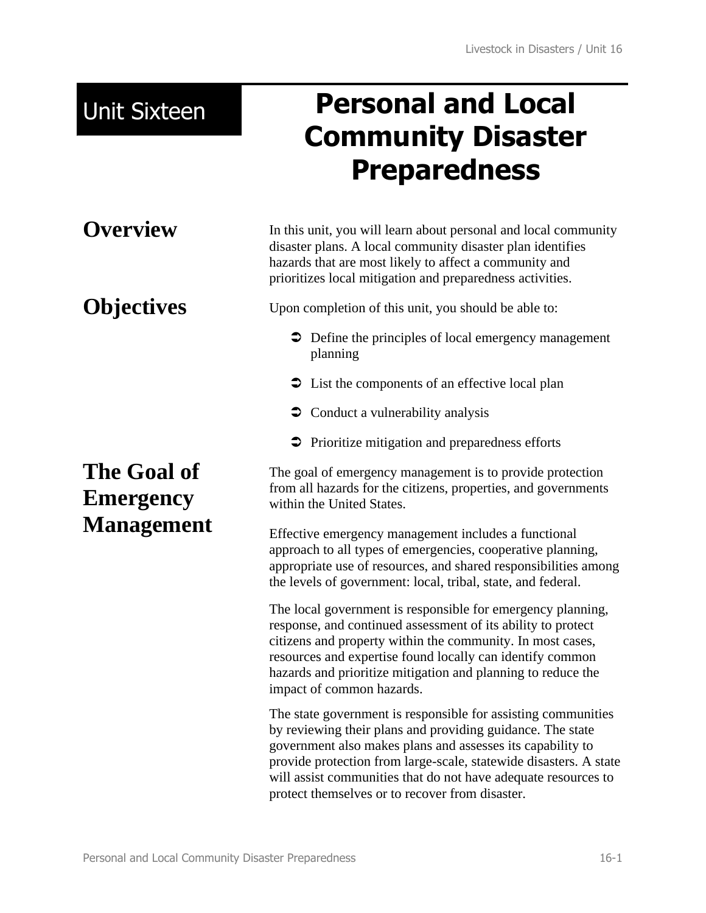# Unit Sixteen: Personal and Local Community Disaster Preparedness

## Overview

In this unit, you will learn about personal and local community disaster plans. A local community disaster plan identifies hazards that are most likely to affect a community and prioritizes local mitigation and preparedness activities.

## Objectives

Upon completion of this unit, you should be able to:

- Define the principles of local emergency management planning
- List the components of an effective local plan
- Conduct a vulnerability analysis
- Prioritize mitigation and preparedness efforts

## The Goal of Emergency Management

The goal of emergency management is to provide protection from all hazards for the citizens, properties, and governments within the United States.

Effective emergency management includes a functional approach to all types of emergencies, cooperative planning, appropriate use of resources, and shared responsibilities among the levels of government: local, tribal, state, and federal.

The local government is responsible for emergency planning, response, and continued assessment of its ability to protect citizens and property within the community. In most cases, resources and expertise found locally can identify common hazards and prioritize mitigation and planning to reduce the impact of common hazards.

The state government is responsible for assisting communities by reviewing their plans and providing guidance. The state government also makes plans and assesses its capability to provide protection from large-scale, statewide disasters. A state will assist communities that do not have adequate resources to protect themselves or to recover from disaster.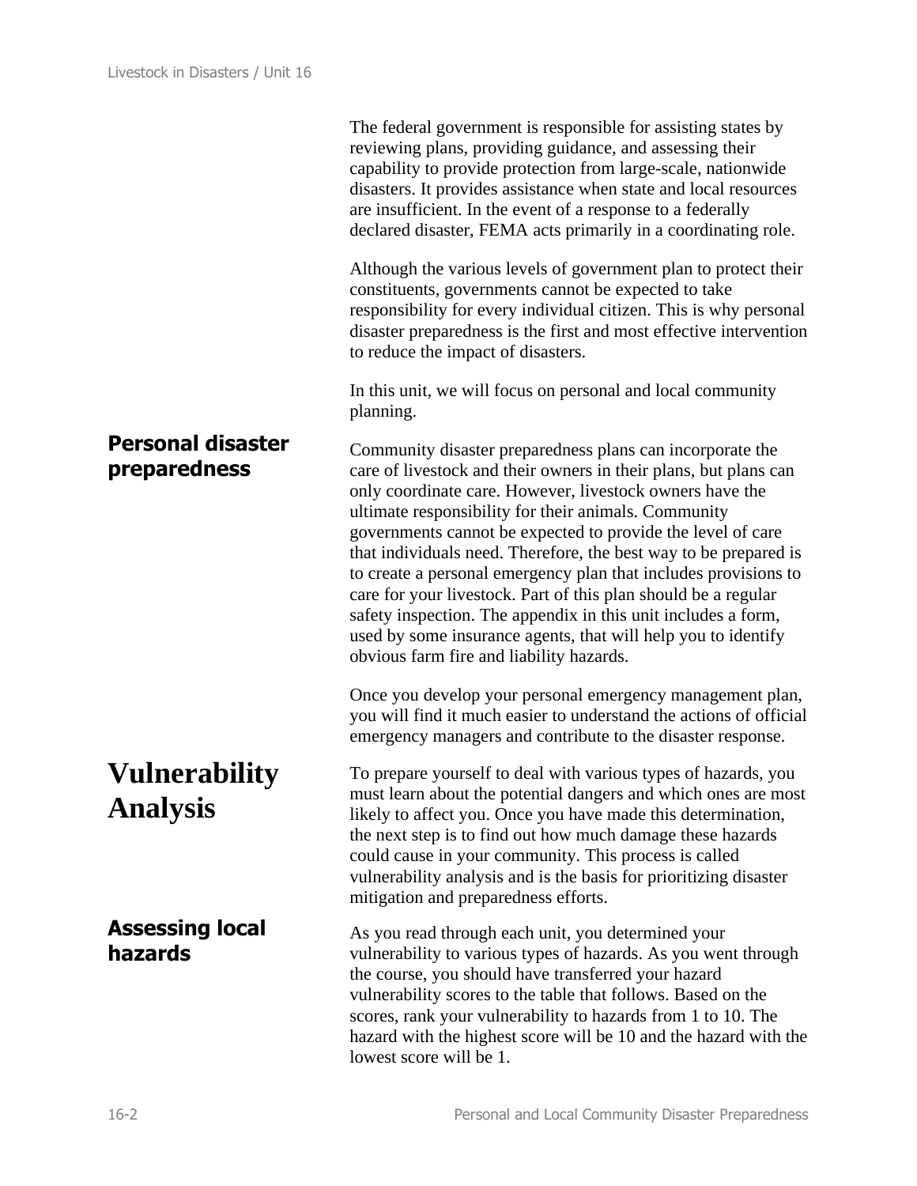The federal government is responsible for assisting states by reviewing plans, providing guidance, and assessing their capability to provide protection from large-scale, nationwide disasters. It provides assistance when state and local resources are insufficient. In the event of a response to a federally declared disaster, FEMA acts primarily in a coordinating role.

Although the various levels of government plan to protect their constituents, governments cannot be expected to take responsibility for every individual citizen. This is why personal disaster preparedness is the first and most effective intervention to reduce the impact of disasters.

In this unit, we will focus on personal and local community planning.

### Personal disaster preparedness

Community disaster preparedness plans can incorporate the care of livestock and their owners in their plans, but plans can only coordinate care. However, livestock owners have the ultimate responsibility for their animals. Community governments cannot be expected to provide the level of care that individuals need. Therefore, the best way to be prepared is to create a personal emergency plan that includes provisions to care for your livestock. Part of this plan should be a regular safety inspection. The appendix in this unit includes a form, used by some insurance agents, that will help you to identify obvious farm fire and liability hazards.

Once you develop your personal emergency management plan, you will find it much easier to understand the actions of official emergency managers and contribute to the disaster response.

## Vulnerability Analysis

To prepare yourself to deal with various types of hazards, you must learn about the potential dangers and which ones are most likely to affect you. Once you have made this determination, the next step is to find out how much damage these hazards could cause in your community. This process is called vulnerability analysis and is the basis for prioritizing disaster mitigation and preparedness efforts.

### Assessing local hazards

As you read through each unit, you determined your vulnerability to various types of hazards. As you went through the course, you should have transferred your hazard vulnerability scores to the table that follows. Based on the scores, rank your vulnerability to hazards from 1 to 10. The hazard with the highest score will be 10 and the hazard with the lowest score will be 1.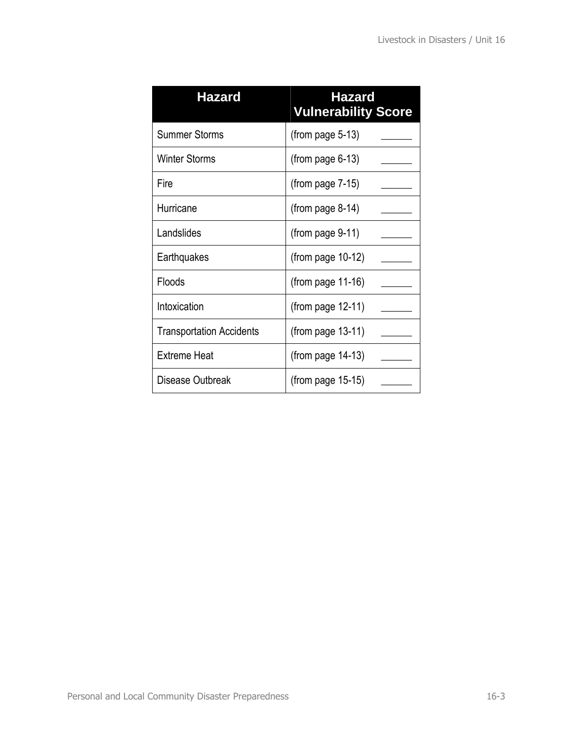| Hazard | Hazard Vulnerability Score |
| --- | --- |
| Summer Storms | (from page 5-13) ______ |
| Winter Storms | (from page 6-13) ______ |
| Fire | (from page 7-15) ______ |
| Hurricane | (from page 8-14) ______ |
| Landslides | (from page 9-11) ______ |
| Earthquakes | (from page 10-12) ______ |
| Floods | (from page 11-16) ______ |
| Intoxication | (from page 12-11) ______ |
| Transportation Accidents | (from page 13-11) ______ |
| Extreme Heat | (from page 14-13) ______ |
| Disease Outbreak | (from page 15-15) ______ |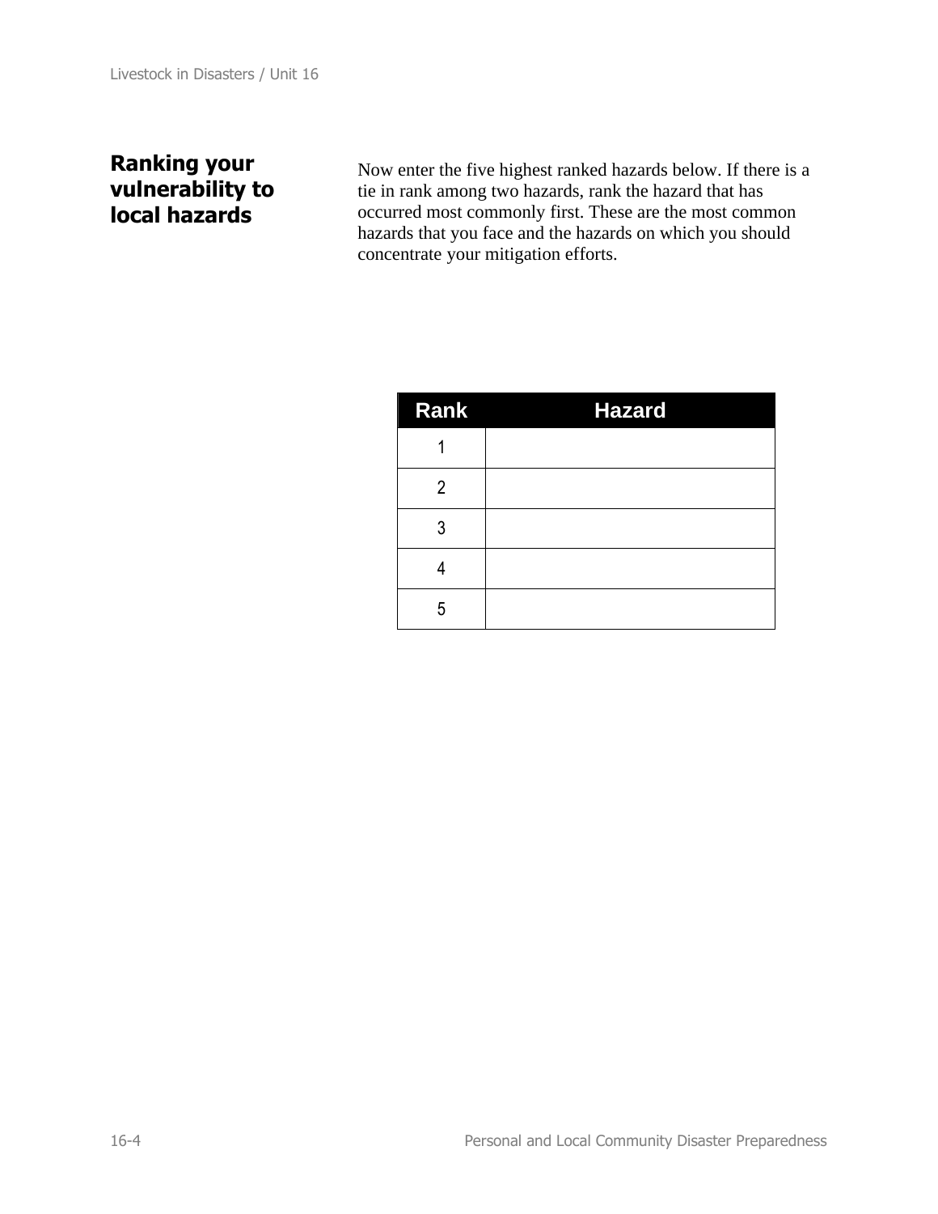## Ranking your vulnerability to local hazards

Now enter the five highest ranked hazards below. If there is a tie in rank among two hazards, rank the hazard that has occurred most commonly first. These are the most common hazards that you face and the hazards on which you should concentrate your mitigation efforts.

| Rank | Hazard |
|---|---|
| 1 | |
| 2 | |
| 3 | |
| 4 | |
| 5 | |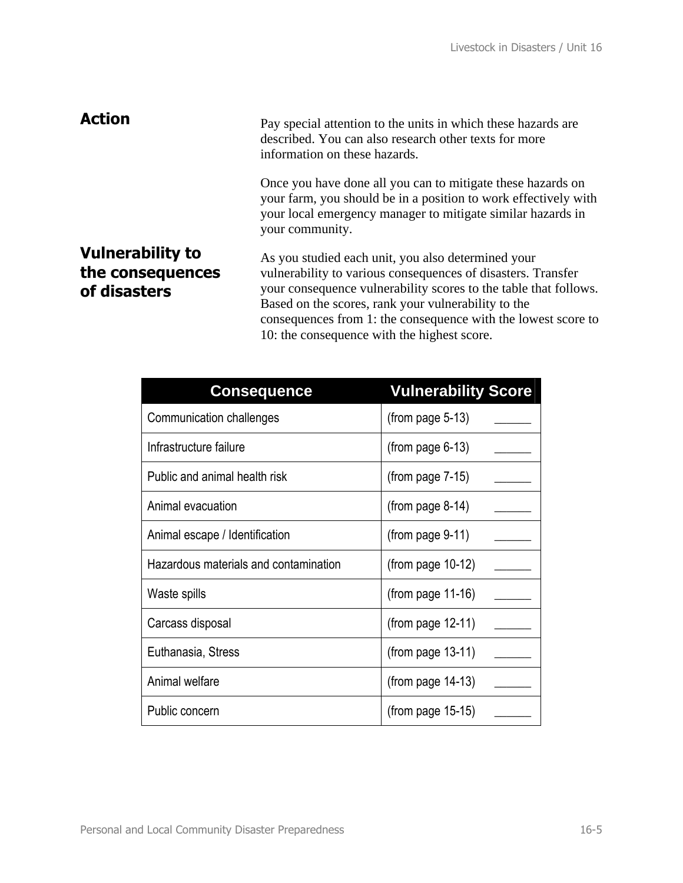## Action

Pay special attention to the units in which these hazards are described. You can also research other texts for more information on these hazards.

Once you have done all you can to mitigate these hazards on your farm, you should be in a position to work effectively with your local emergency manager to mitigate similar hazards in your community.

## Vulnerability to the consequences of disasters

As you studied each unit, you also determined your vulnerability to various consequences of disasters. Transfer your consequence vulnerability scores to the table that follows. Based on the scores, rank your vulnerability to the consequences from 1: the consequence with the lowest score to 10: the consequence with the highest score.

| Consequence | Vulnerability Score |
| --- | --- |
| Communication challenges | (from page 5-13) ______ |
| Infrastructure failure | (from page 6-13) ______ |
| Public and animal health risk | (from page 7-15) ______ |
| Animal evacuation | (from page 8-14) ______ |
| Animal escape / Identification | (from page 9-11) ______ |
| Hazardous materials and contamination | (from page 10-12) ______ |
| Waste spills | (from page 11-16) ______ |
| Carcass disposal | (from page 12-11) ______ |
| Euthanasia, Stress | (from page 13-11) ______ |
| Animal welfare | (from page 14-13) ______ |
| Public concern | (from page 15-15) ______ |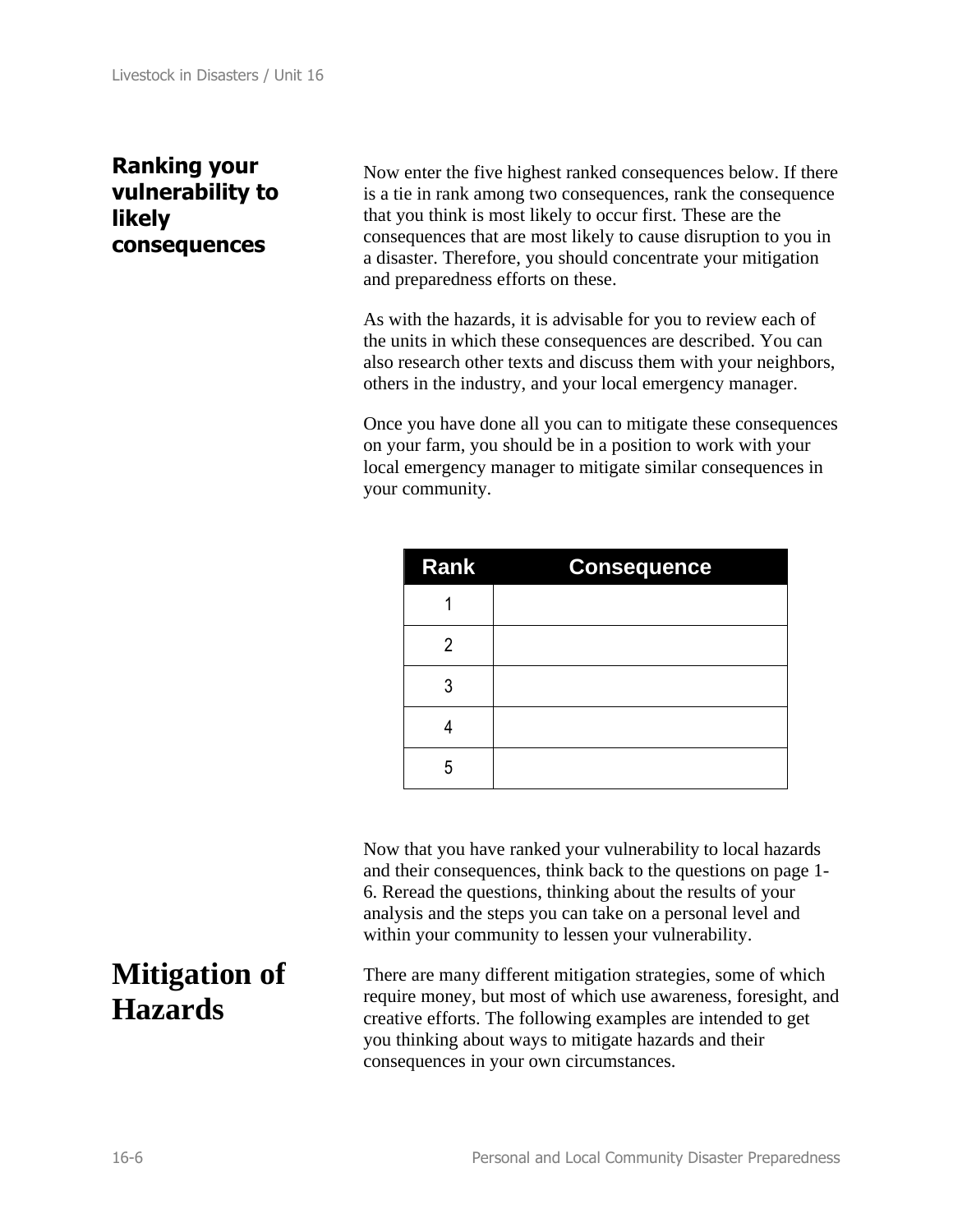## Ranking your vulnerability to likely consequences

Now enter the five highest ranked consequences below. If there is a tie in rank among two consequences, rank the consequence that you think is most likely to occur first. These are the consequences that are most likely to cause disruption to you in a disaster. Therefore, you should concentrate your mitigation and preparedness efforts on these.

As with the hazards, it is advisable for you to review each of the units in which these consequences are described. You can also research other texts and discuss them with your neighbors, others in the industry, and your local emergency manager.

Once you have done all you can to mitigate these consequences on your farm, you should be in a position to work with your local emergency manager to mitigate similar consequences in your community.

| Rank | Consequence |
|---|---|
| 1 | |
| 2 | |
| 3 | |
| 4 | |
| 5 | |

Now that you have ranked your vulnerability to local hazards and their consequences, think back to the questions on page 1-6. Reread the questions, thinking about the results of your analysis and the steps you can take on a personal level and within your community to lessen your vulnerability.

# Mitigation of Hazards

There are many different mitigation strategies, some of which require money, but most of which use awareness, foresight, and creative efforts. The following examples are intended to get you thinking about ways to mitigate hazards and their consequences in your own circumstances.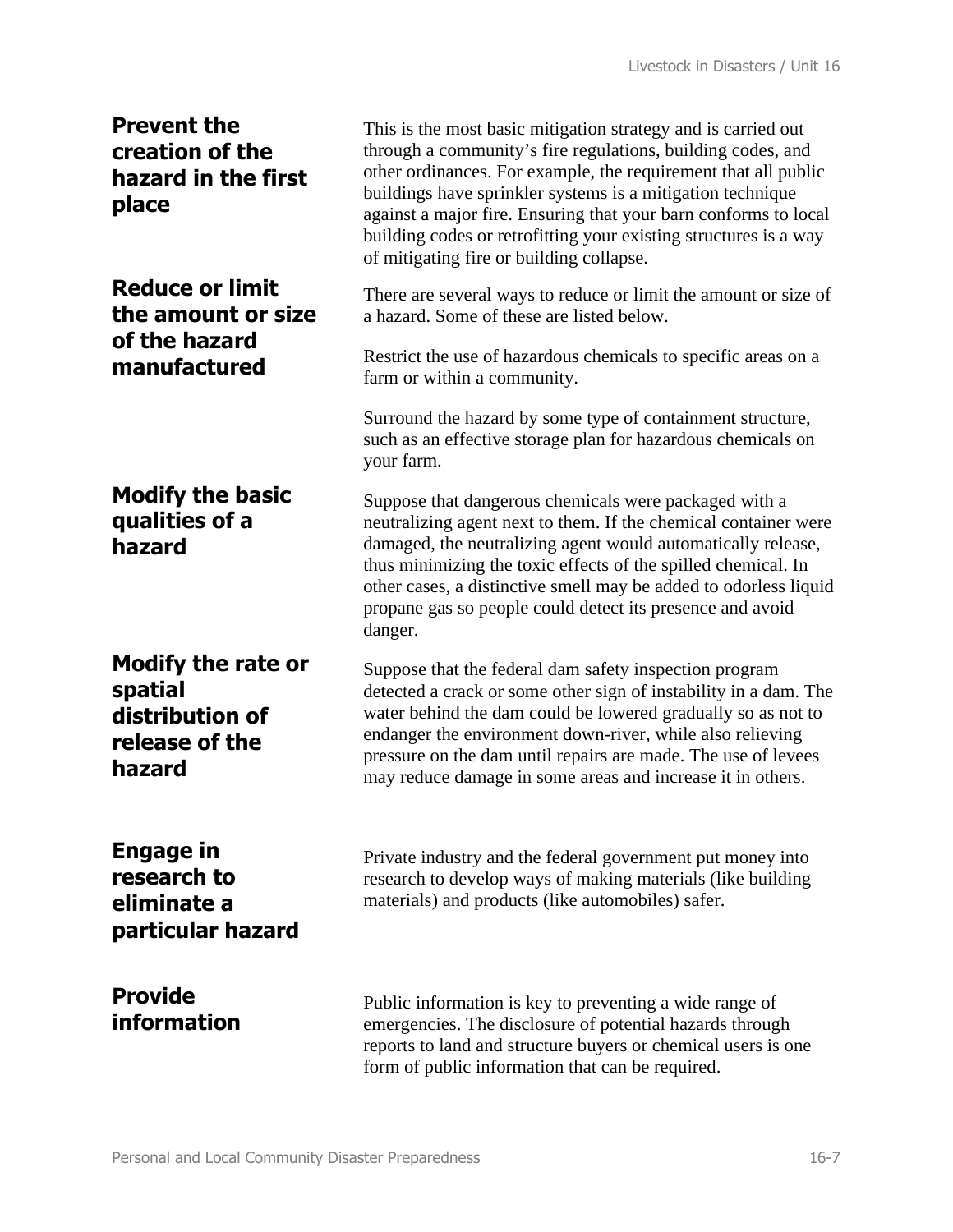**Prevent the creation of the hazard in the first place**

This is the most basic mitigation strategy and is carried out through a community's fire regulations, building codes, and other ordinances. For example, the requirement that all public buildings have sprinkler systems is a mitigation technique against a major fire. Ensuring that your barn conforms to local building codes or retrofitting your existing structures is a way of mitigating fire or building collapse.

**Reduce or limit the amount or size of the hazard manufactured**

There are several ways to reduce or limit the amount or size of a hazard. Some of these are listed below.

Restrict the use of hazardous chemicals to specific areas on a farm or within a community.

Surround the hazard by some type of containment structure, such as an effective storage plan for hazardous chemicals on your farm.

**Modify the basic qualities of a hazard**

Suppose that dangerous chemicals were packaged with a neutralizing agent next to them. If the chemical container were damaged, the neutralizing agent would automatically release, thus minimizing the toxic effects of the spilled chemical. In other cases, a distinctive smell may be added to odorless liquid propane gas so people could detect its presence and avoid danger.

**Modify the rate or spatial distribution of release of the hazard**

Suppose that the federal dam safety inspection program detected a crack or some other sign of instability in a dam. The water behind the dam could be lowered gradually so as not to endanger the environment down-river, while also relieving pressure on the dam until repairs are made. The use of levees may reduce damage in some areas and increase it in others.

**Engage in research to eliminate a particular hazard**

Private industry and the federal government put money into research to develop ways of making materials (like building materials) and products (like automobiles) safer.

**Provide information**

Public information is key to preventing a wide range of emergencies. The disclosure of potential hazards through reports to land and structure buyers or chemical users is one form of public information that can be required.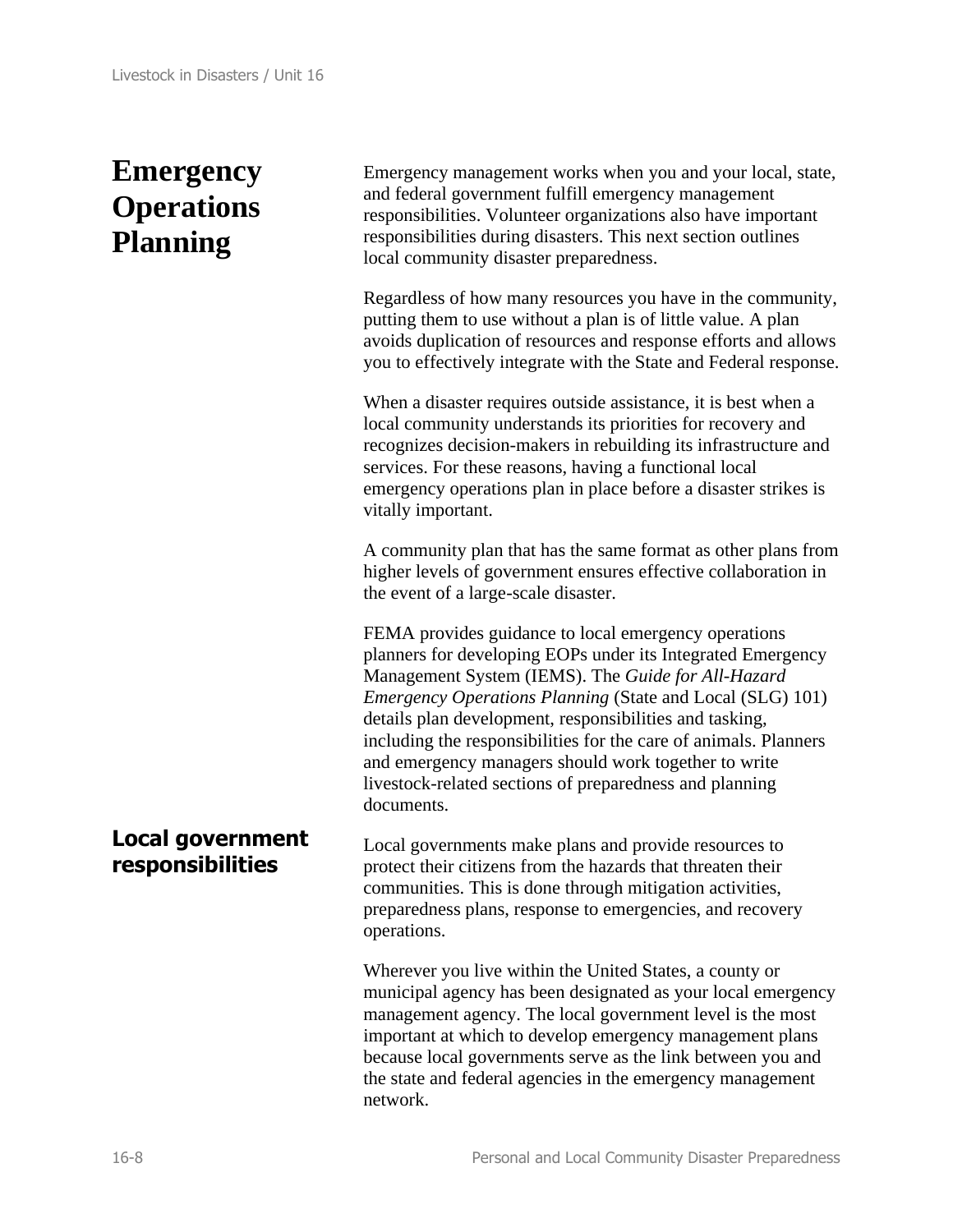# Emergency Operations Planning

Emergency management works when you and your local, state, and federal government fulfill emergency management responsibilities. Volunteer organizations also have important responsibilities during disasters. This next section outlines local community disaster preparedness.

Regardless of how many resources you have in the community, putting them to use without a plan is of little value. A plan avoids duplication of resources and response efforts and allows you to effectively integrate with the State and Federal response.

When a disaster requires outside assistance, it is best when a local community understands its priorities for recovery and recognizes decision-makers in rebuilding its infrastructure and services. For these reasons, having a functional local emergency operations plan in place before a disaster strikes is vitally important.

A community plan that has the same format as other plans from higher levels of government ensures effective collaboration in the event of a large-scale disaster.

FEMA provides guidance to local emergency operations planners for developing EOPs under its Integrated Emergency Management System (IEMS). The *Guide for All-Hazard Emergency Operations Planning* (State and Local (SLG) 101) details plan development, responsibilities and tasking, including the responsibilities for the care of animals. Planners and emergency managers should work together to write livestock-related sections of preparedness and planning documents.

## Local government responsibilities

Local governments make plans and provide resources to protect their citizens from the hazards that threaten their communities. This is done through mitigation activities, preparedness plans, response to emergencies, and recovery operations.

Wherever you live within the United States, a county or municipal agency has been designated as your local emergency management agency. The local government level is the most important at which to develop emergency management plans because local governments serve as the link between you and the state and federal agencies in the emergency management network.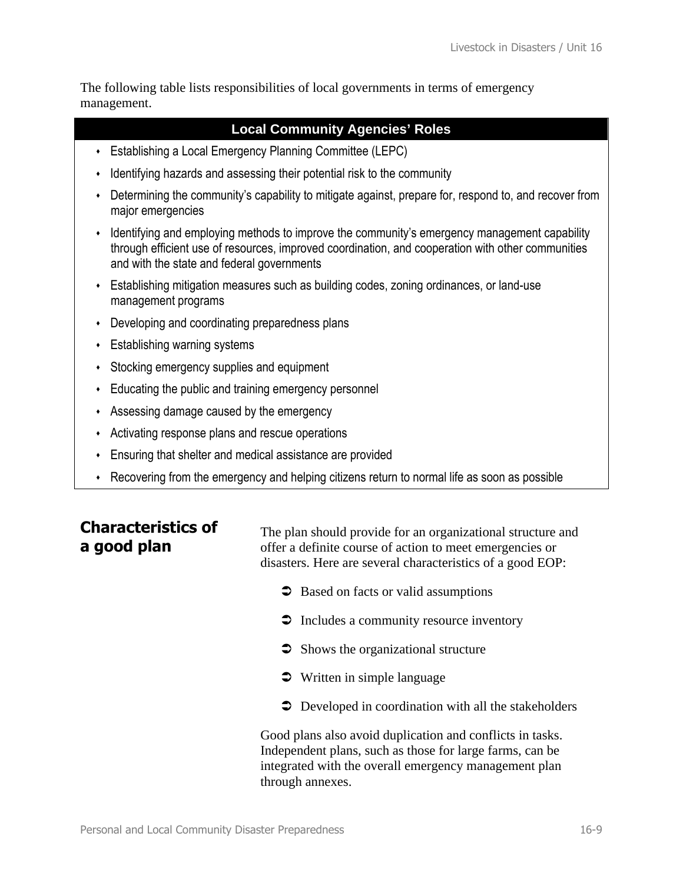The following table lists responsibilities of local governments in terms of emergency management.

| Local Community Agencies' Roles |
|---|
| • Establishing a Local Emergency Planning Committee (LEPC) |
| • Identifying hazards and assessing their potential risk to the community |
| • Determining the community's capability to mitigate against, prepare for, respond to, and recover from major emergencies |
| • Identifying and employing methods to improve the community's emergency management capability through efficient use of resources, improved coordination, and cooperation with other communities and with the state and federal governments |
| • Establishing mitigation measures such as building codes, zoning ordinances, or land-use management programs |
| • Developing and coordinating preparedness plans |
| • Establishing warning systems |
| • Stocking emergency supplies and equipment |
| • Educating the public and training emergency personnel |
| • Assessing damage caused by the emergency |
| • Activating response plans and rescue operations |
| • Ensuring that shelter and medical assistance are provided |
| • Recovering from the emergency and helping citizens return to normal life as soon as possible |

## Characteristics of a good plan

The plan should provide for an organizational structure and offer a definite course of action to meet emergencies or disasters. Here are several characteristics of a good EOP:

- Based on facts or valid assumptions
- Includes a community resource inventory
- Shows the organizational structure
- Written in simple language
- Developed in coordination with all the stakeholders

Good plans also avoid duplication and conflicts in tasks. Independent plans, such as those for large farms, can be integrated with the overall emergency management plan through annexes.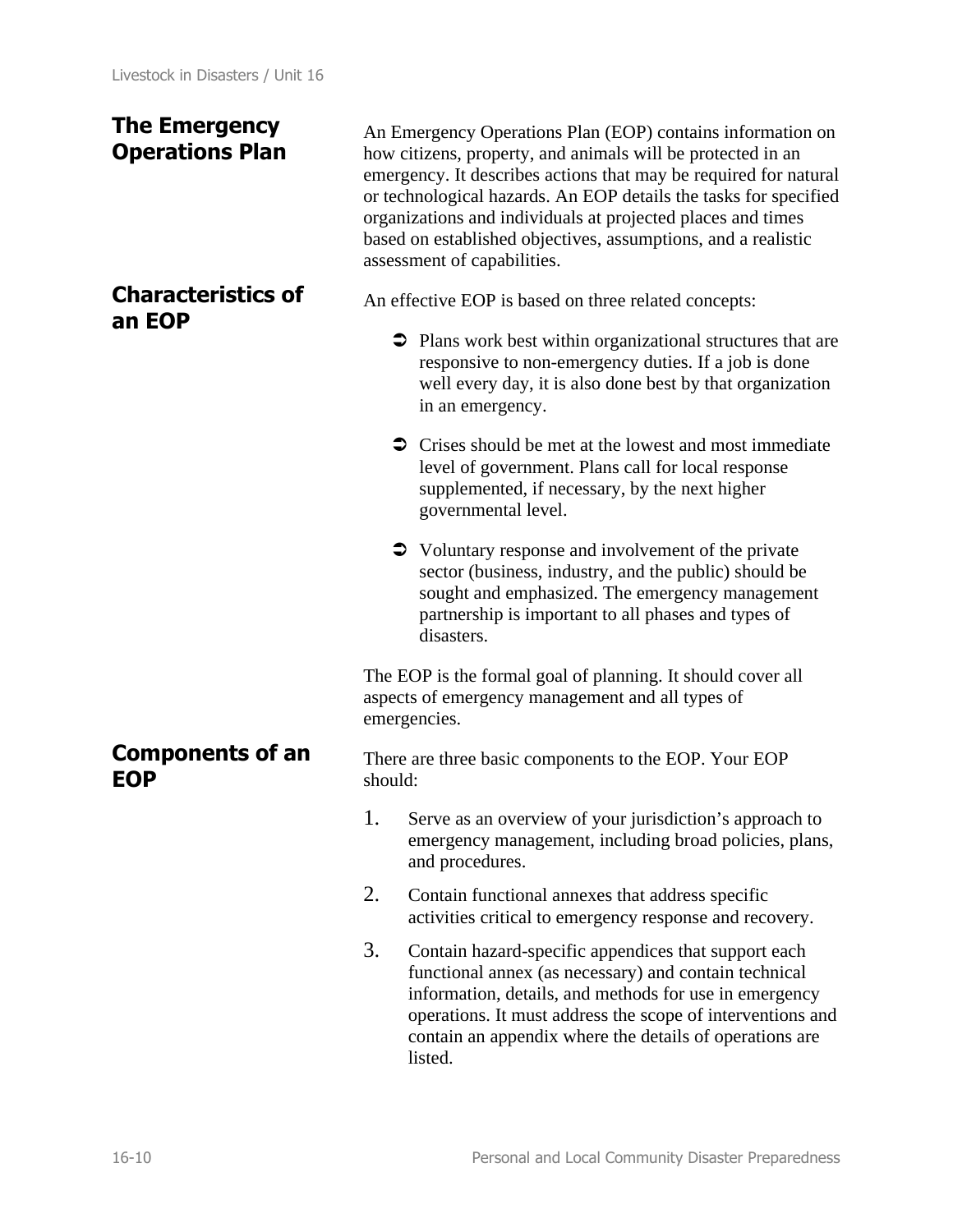## The Emergency Operations Plan

An Emergency Operations Plan (EOP) contains information on how citizens, property, and animals will be protected in an emergency. It describes actions that may be required for natural or technological hazards. An EOP details the tasks for specified organizations and individuals at projected places and times based on established objectives, assumptions, and a realistic assessment of capabilities.

## Characteristics of an EOP

An effective EOP is based on three related concepts:

- Plans work best within organizational structures that are responsive to non-emergency duties. If a job is done well every day, it is also done best by that organization in an emergency.
- Crises should be met at the lowest and most immediate level of government. Plans call for local response supplemented, if necessary, by the next higher governmental level.
- Voluntary response and involvement of the private sector (business, industry, and the public) should be sought and emphasized. The emergency management partnership is important to all phases and types of disasters.

The EOP is the formal goal of planning. It should cover all aspects of emergency management and all types of emergencies.

## Components of an EOP

There are three basic components to the EOP. Your EOP should:

1. Serve as an overview of your jurisdiction's approach to emergency management, including broad policies, plans, and procedures.
2. Contain functional annexes that address specific activities critical to emergency response and recovery.
3. Contain hazard-specific appendices that support each functional annex (as necessary) and contain technical information, details, and methods for use in emergency operations. It must address the scope of interventions and contain an appendix where the details of operations are listed.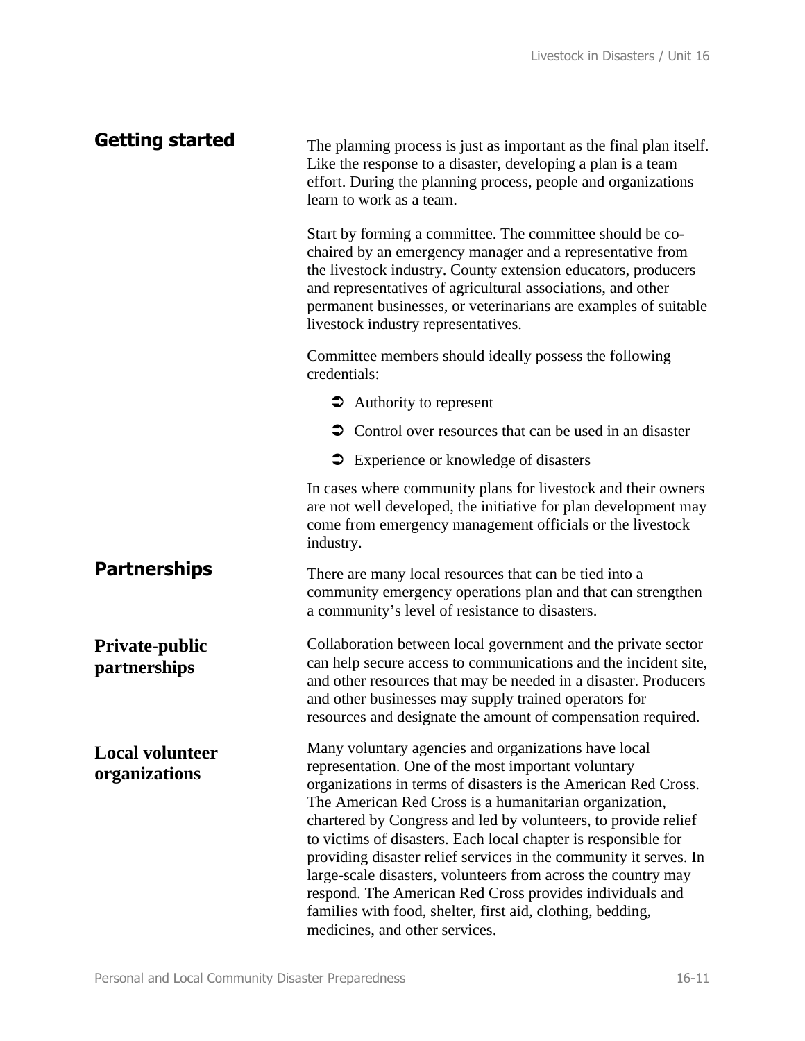## Getting started

The planning process is just as important as the final plan itself. Like the response to a disaster, developing a plan is a team effort. During the planning process, people and organizations learn to work as a team.

Start by forming a committee. The committee should be co-chaired by an emergency manager and a representative from the livestock industry. County extension educators, producers and representatives of agricultural associations, and other permanent businesses, or veterinarians are examples of suitable livestock industry representatives.

Committee members should ideally possess the following credentials:

- Authority to represent
- Control over resources that can be used in an disaster
- Experience or knowledge of disasters

In cases where community plans for livestock and their owners are not well developed, the initiative for plan development may come from emergency management officials or the livestock industry.

## Partnerships

There are many local resources that can be tied into a community emergency operations plan and that can strengthen a community's level of resistance to disasters.

### Private-public partnerships

Collaboration between local government and the private sector can help secure access to communications and the incident site, and other resources that may be needed in a disaster. Producers and other businesses may supply trained operators for resources and designate the amount of compensation required.

### Local volunteer organizations

Many voluntary agencies and organizations have local representation. One of the most important voluntary organizations in terms of disasters is the American Red Cross. The American Red Cross is a humanitarian organization, chartered by Congress and led by volunteers, to provide relief to victims of disasters. Each local chapter is responsible for providing disaster relief services in the community it serves. In large-scale disasters, volunteers from across the country may respond. The American Red Cross provides individuals and families with food, shelter, first aid, clothing, bedding, medicines, and other services.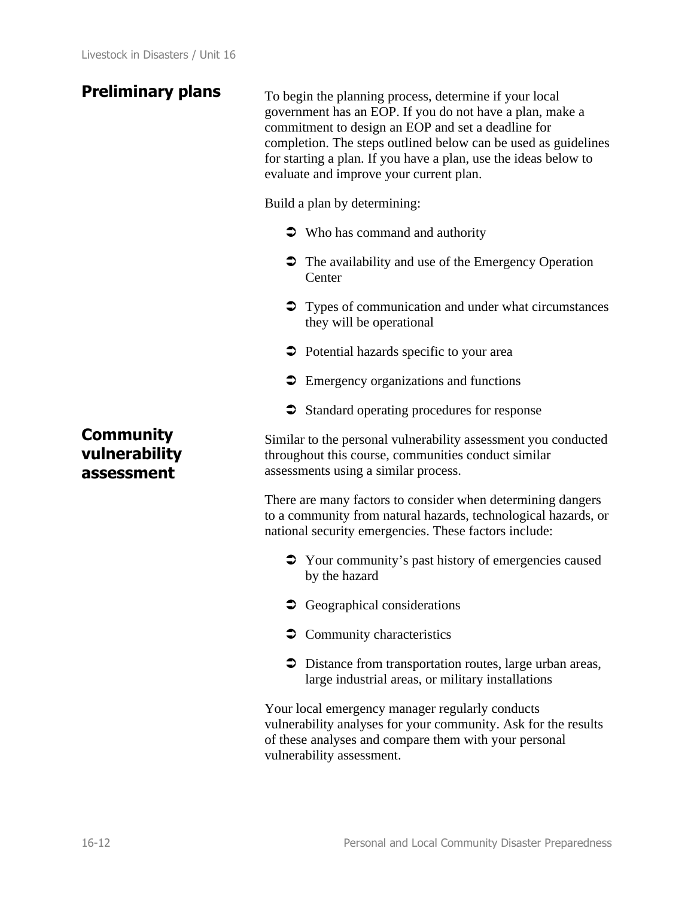## Preliminary plans

To begin the planning process, determine if your local government has an EOP. If you do not have a plan, make a commitment to design an EOP and set a deadline for completion. The steps outlined below can be used as guidelines for starting a plan. If you have a plan, use the ideas below to evaluate and improve your current plan.

Build a plan by determining:

- Who has command and authority
- The availability and use of the Emergency Operation Center
- Types of communication and under what circumstances they will be operational
- Potential hazards specific to your area
- Emergency organizations and functions
- Standard operating procedures for response

## Community vulnerability assessment

Similar to the personal vulnerability assessment you conducted throughout this course, communities conduct similar assessments using a similar process.

There are many factors to consider when determining dangers to a community from natural hazards, technological hazards, or national security emergencies. These factors include:

- Your community's past history of emergencies caused by the hazard
- Geographical considerations
- Community characteristics
- Distance from transportation routes, large urban areas, large industrial areas, or military installations

Your local emergency manager regularly conducts vulnerability analyses for your community. Ask for the results of these analyses and compare them with your personal vulnerability assessment.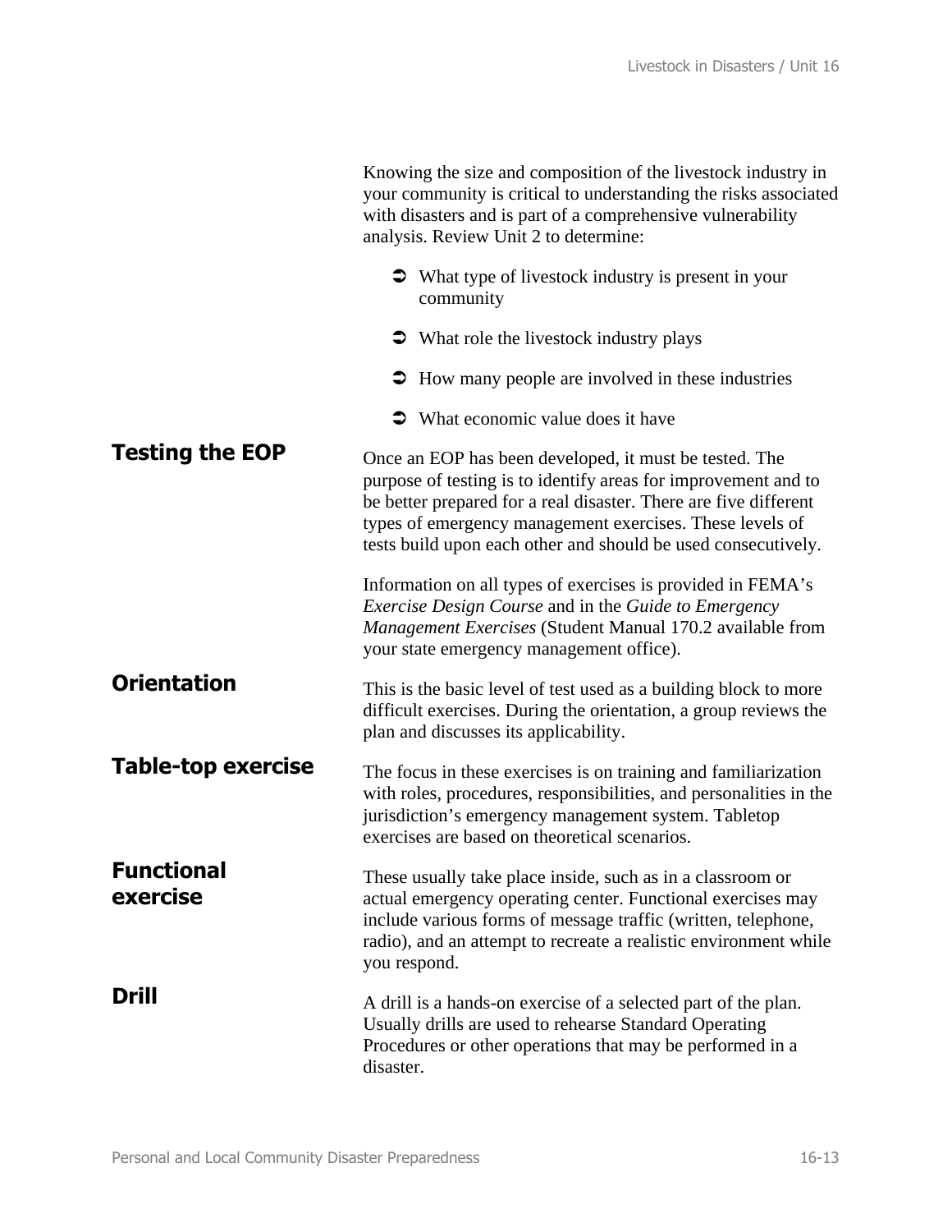Knowing the size and composition of the livestock industry in your community is critical to understanding the risks associated with disasters and is part of a comprehensive vulnerability analysis. Review Unit 2 to determine:

- What type of livestock industry is present in your community
- What role the livestock industry plays
- How many people are involved in these industries
- What economic value does it have

## Testing the EOP

Once an EOP has been developed, it must be tested. The purpose of testing is to identify areas for improvement and to be better prepared for a real disaster. There are five different types of emergency management exercises. These levels of tests build upon each other and should be used consecutively.

Information on all types of exercises is provided in FEMA's *Exercise Design Course* and in the *Guide to Emergency Management Exercises* (Student Manual 170.2 available from your state emergency management office).

### Orientation

This is the basic level of test used as a building block to more difficult exercises. During the orientation, a group reviews the plan and discusses its applicability.

### Table-top exercise

The focus in these exercises is on training and familiarization with roles, procedures, responsibilities, and personalities in the jurisdiction's emergency management system. Tabletop exercises are based on theoretical scenarios.

### Functional exercise

These usually take place inside, such as in a classroom or actual emergency operating center. Functional exercises may include various forms of message traffic (written, telephone, radio), and an attempt to recreate a realistic environment while you respond.

### Drill

A drill is a hands-on exercise of a selected part of the plan. Usually drills are used to rehearse Standard Operating Procedures or other operations that may be performed in a disaster.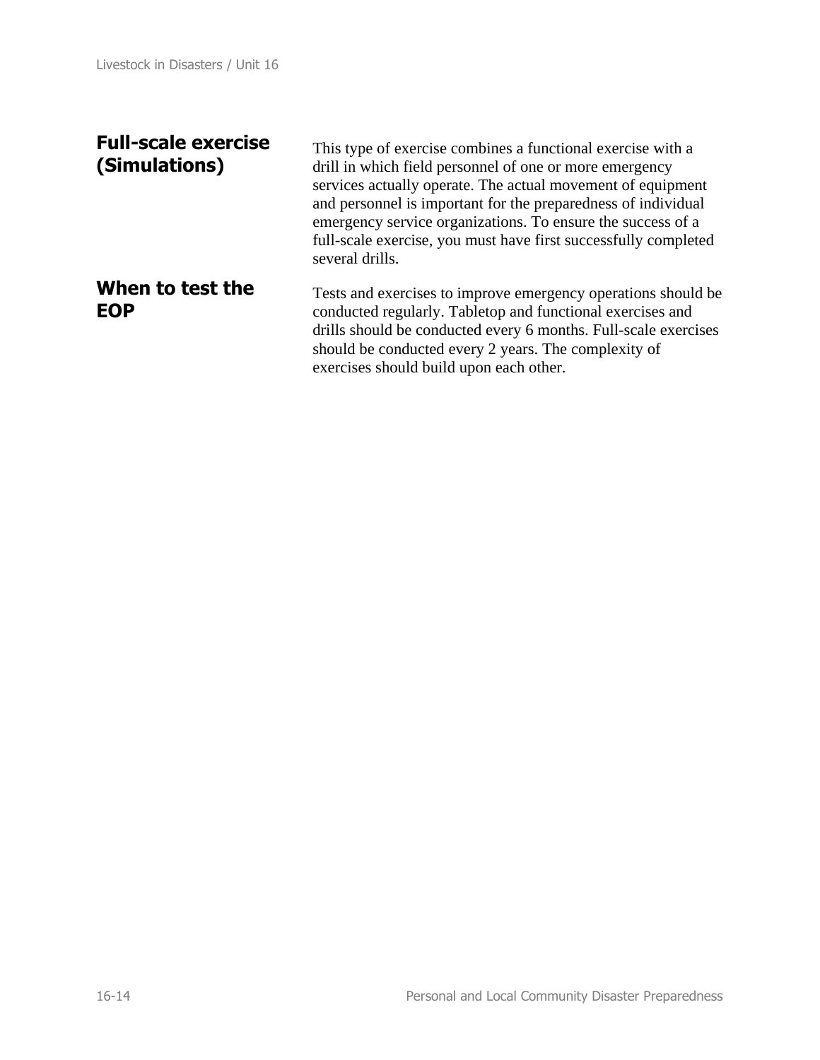### Full-scale exercise (Simulations)

This type of exercise combines a functional exercise with a drill in which field personnel of one or more emergency services actually operate. The actual movement of equipment and personnel is important for the preparedness of individual emergency service organizations. To ensure the success of a full-scale exercise, you must have first successfully completed several drills.

### When to test the EOP

Tests and exercises to improve emergency operations should be conducted regularly. Tabletop and functional exercises and drills should be conducted every 6 months. Full-scale exercises should be conducted every 2 years. The complexity of exercises should build upon each other.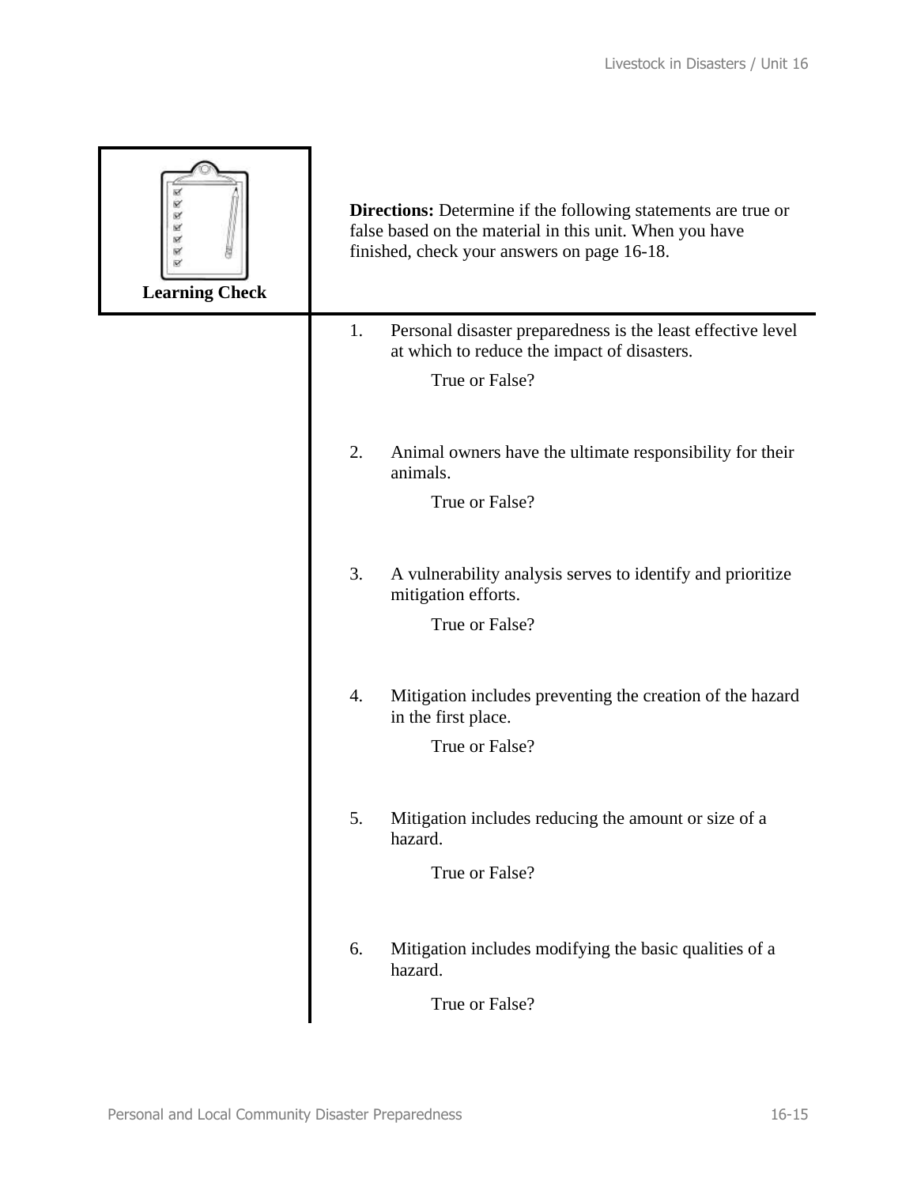**Learning Check**

**Directions:** Determine if the following statements are true or false based on the material in this unit. When you have finished, check your answers on page 16-18.

1. Personal disaster preparedness is the least effective level at which to reduce the impact of disasters.

   True or False?

2. Animal owners have the ultimate responsibility for their animals.

   True or False?

3. A vulnerability analysis serves to identify and prioritize mitigation efforts.

   True or False?

4. Mitigation includes preventing the creation of the hazard in the first place.

   True or False?

5. Mitigation includes reducing the amount or size of a hazard.

   True or False?

6. Mitigation includes modifying the basic qualities of a hazard.

   True or False?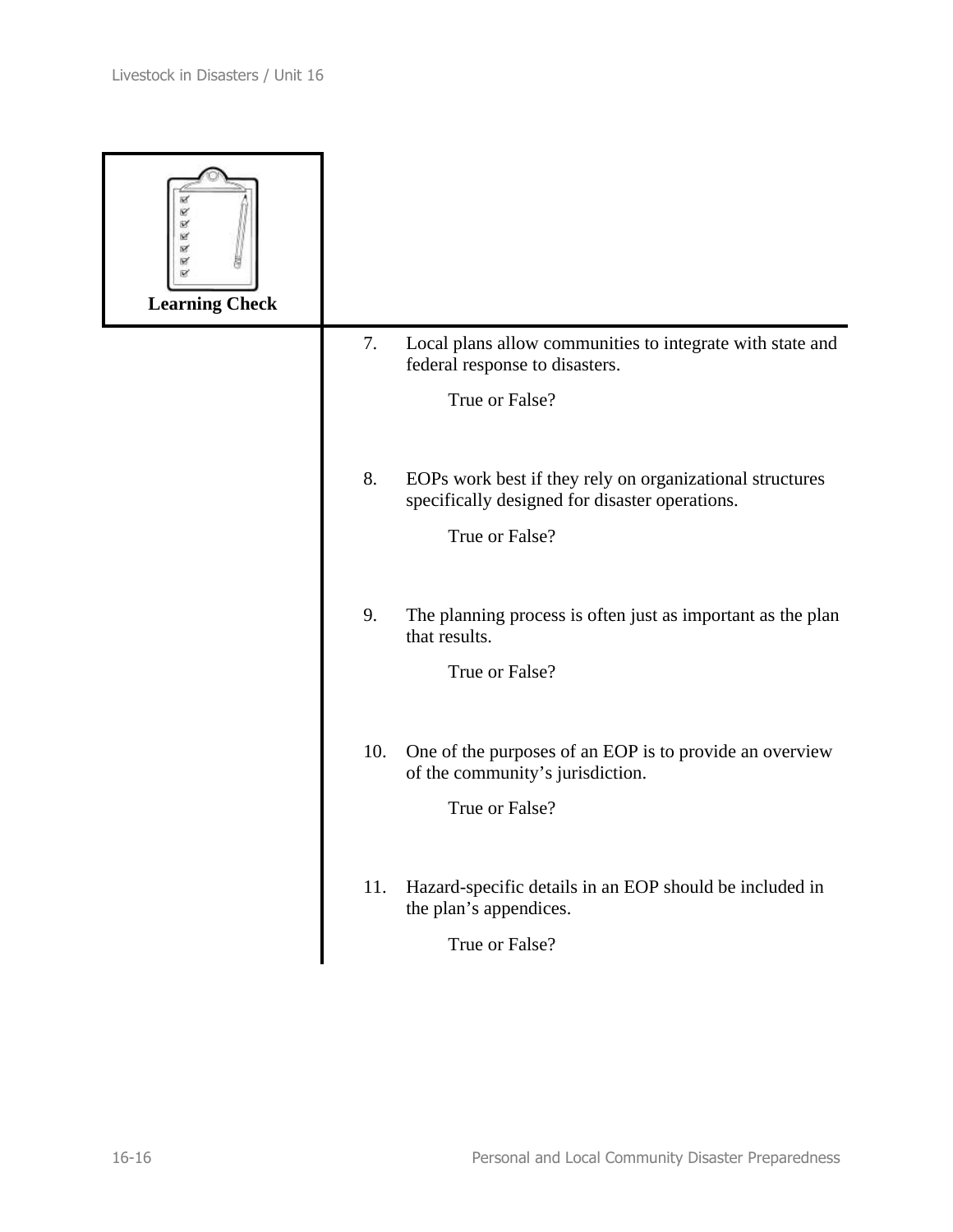**Learning Check**

7. Local plans allow communities to integrate with state and federal response to disasters.

   True or False?

8. EOPs work best if they rely on organizational structures specifically designed for disaster operations.

   True or False?

9. The planning process is often just as important as the plan that results.

   True or False?

10. One of the purposes of an EOP is to provide an overview of the community's jurisdiction.

    True or False?

11. Hazard-specific details in an EOP should be included in the plan's appendices.

    True or False?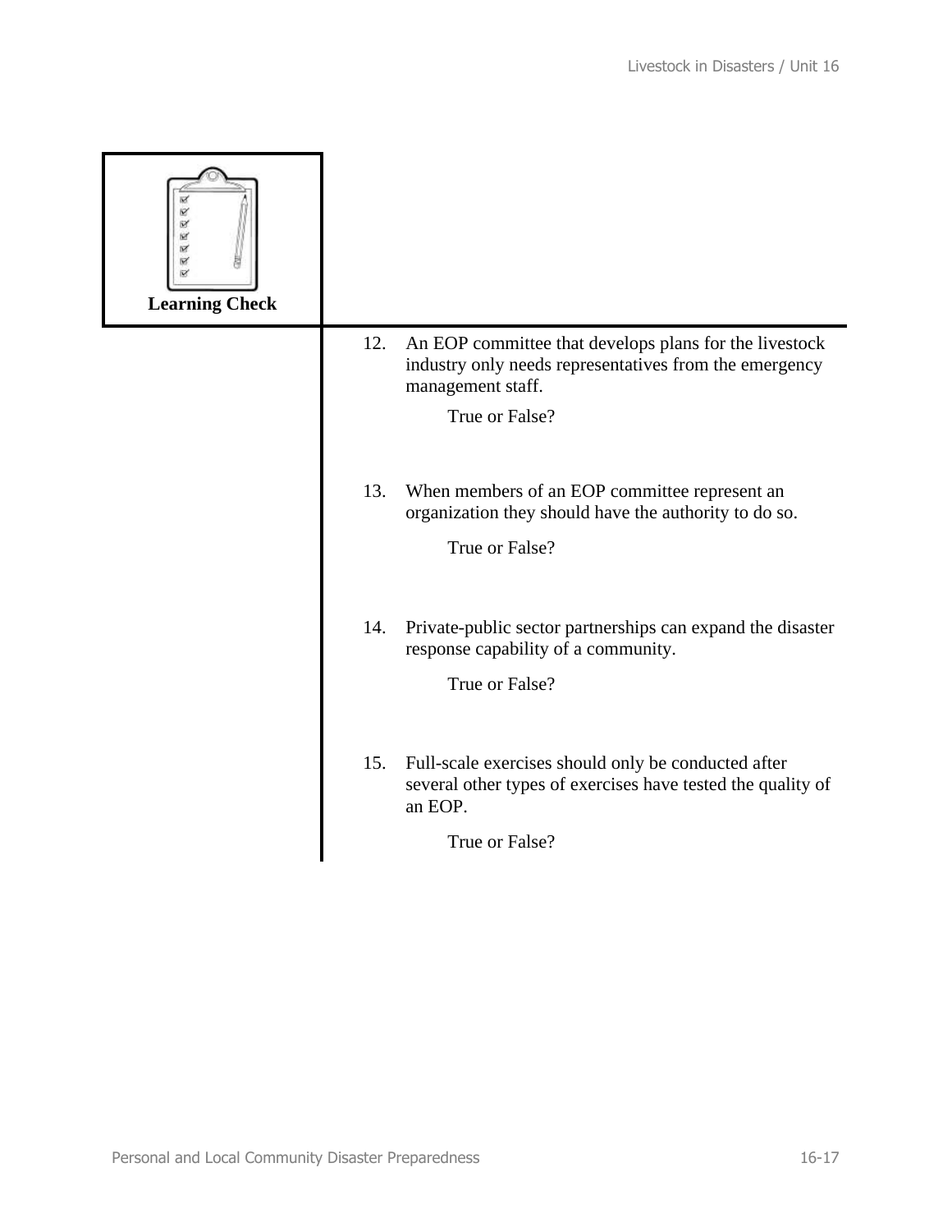**Learning Check**

12. An EOP committee that develops plans for the livestock industry only needs representatives from the emergency management staff.

    True or False?

13. When members of an EOP committee represent an organization they should have the authority to do so.

    True or False?

14. Private-public sector partnerships can expand the disaster response capability of a community.

    True or False?

15. Full-scale exercises should only be conducted after several other types of exercises have tested the quality of an EOP.

    True or False?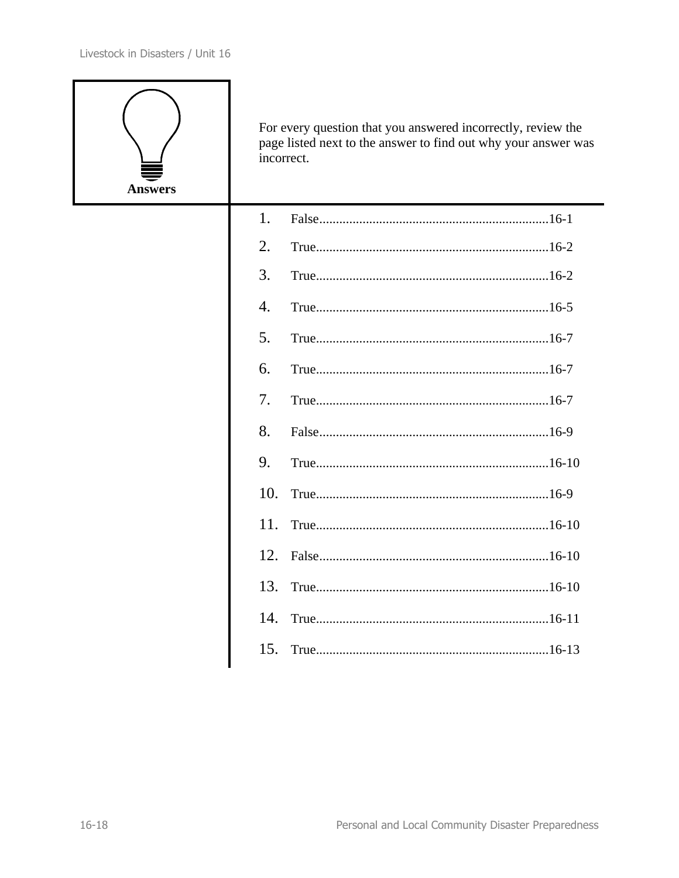**Answers**

For every question that you answered incorrectly, review the page listed next to the answer to find out why your answer was incorrect.

1. False......................................................................16-1
2. True.......................................................................16-2
3. True.......................................................................16-2
4. True.......................................................................16-5
5. True.......................................................................16-7
6. True.......................................................................16-7
7. True.......................................................................16-7
8. False......................................................................16-9
9. True.......................................................................16-10
10. True.......................................................................16-9
11. True.......................................................................16-10
12. False......................................................................16-10
13. True.......................................................................16-10
14. True.......................................................................16-11
15. True.......................................................................16-13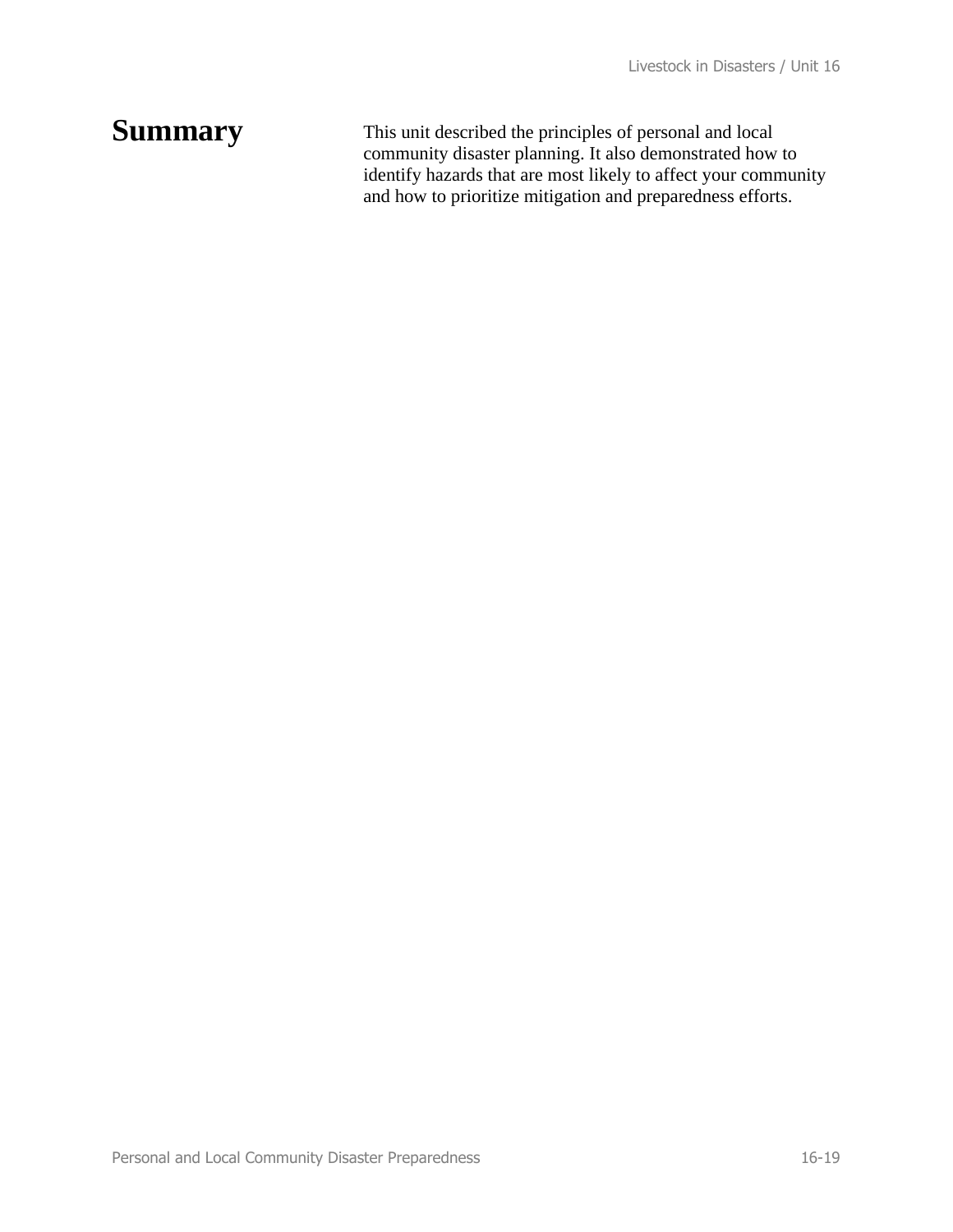## Summary

This unit described the principles of personal and local community disaster planning. It also demonstrated how to identify hazards that are most likely to affect your community and how to prioritize mitigation and preparedness efforts.